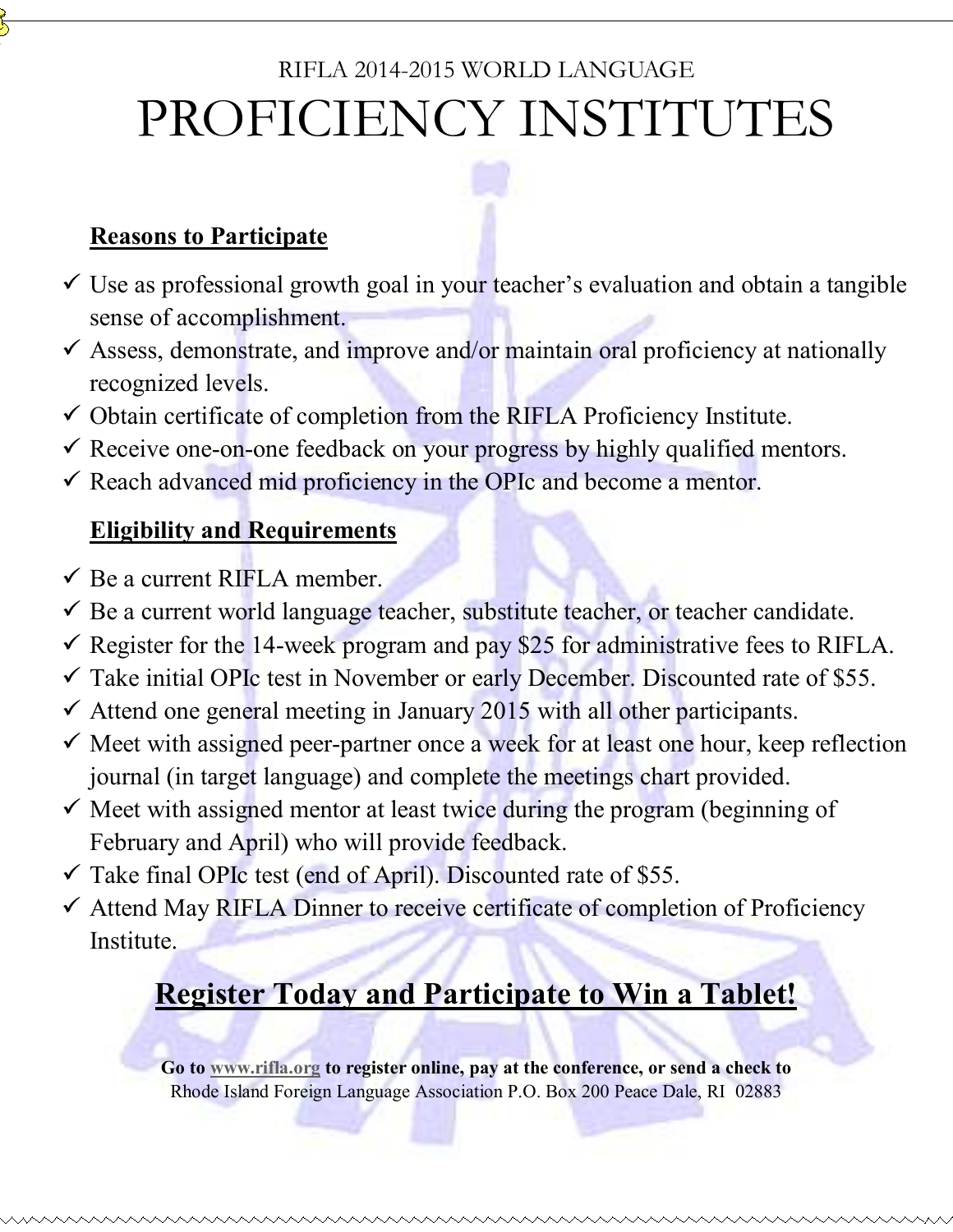RIFLA 2014-2015 WORLD LANGUAGE

# PROFICIENCY INSTITUTES

## Reasons to Participate

- ✓ Use as professional growth goal in your teacher's evaluation and obtain a tangible sense of accomplishment.
- ✓ Assess, demonstrate, and improve and/or maintain oral proficiency at nationally recognized levels.
- ✓ Obtain certificate of completion from the RIFLA Proficiency Institute.
- ✓ Receive one-on-one feedback on your progress by highly qualified mentors.
- ✓ Reach advanced mid proficiency in the OPIc and become a mentor.

## Eligibility and Requirements

- ✓ Be a current RIFLA member.
- ✓ Be a current world language teacher, substitute teacher, or teacher candidate.
- ✓ Register for the 14-week program and pay $25 for administrative fees to RIFLA.
- ✓ Take initial OPIc test in November or early December. Discounted rate of $55.
- ✓ Attend one general meeting in January 2015 with all other participants.
- ✓ Meet with assigned peer-partner once a week for at least one hour, keep reflection journal (in target language) and complete the meetings chart provided.
- ✓ Meet with assigned mentor at least twice during the program (beginning of February and April) who will provide feedback.
- ✓ Take final OPIc test (end of April). Discounted rate of $55.
- ✓ Attend May RIFLA Dinner to receive certificate of completion of Proficiency Institute.

## Register Today and Participate to Win a Tablet!

**Go to www.rifla.org to register online, pay at the conference, or send a check to**
Rhode Island Foreign Language Association P.O. Box 200 Peace Dale, RI 02883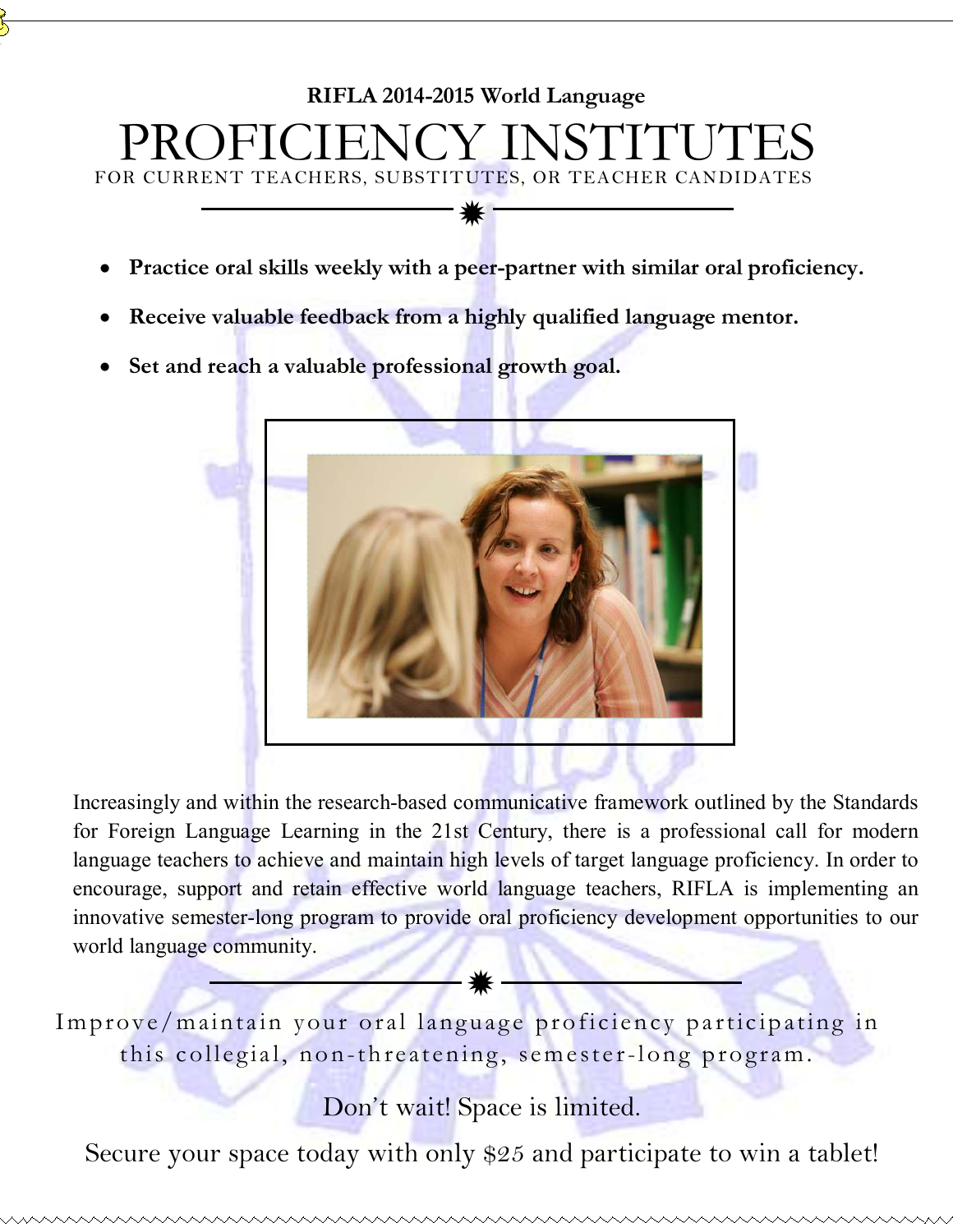RIFLA 2014-2015 World Language

# PROFICIENCY INSTITUTES

FOR CURRENT TEACHERS, SUBSTITUTES, OR TEACHER CANDIDATES

- **Practice oral skills weekly with a peer-partner with similar oral proficiency.**
- **Receive valuable feedback from a highly qualified language mentor.**
- **Set and reach a valuable professional growth goal.**

Increasingly and within the research-based communicative framework outlined by the Standards for Foreign Language Learning in the 21st Century, there is a professional call for modern language teachers to achieve and maintain high levels of target language proficiency. In order to encourage, support and retain effective world language teachers, RIFLA is implementing an innovative semester-long program to provide oral proficiency development opportunities to our world language community.

Improve/maintain your oral language proficiency participating in this collegial, non-threatening, semester-long program.

Don't wait! Space is limited.

Secure your space today with only $25 and participate to win a tablet!